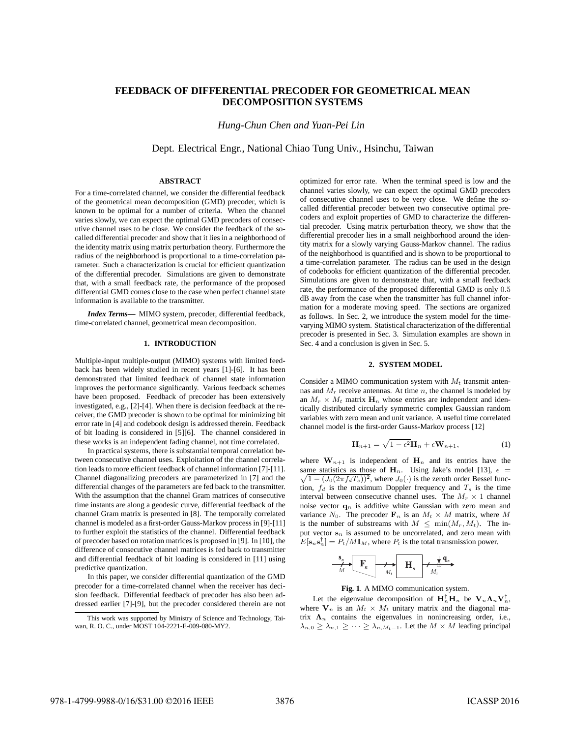# FEEDBACK OF DIFFERENTIAL PRECODER FOR GEOMETRICAL MEAN DECOMPOSITION SYSTEMS

*Hung-Chun Chen and Yuan-Pei Lin*

Dept. Electrical Engr., National Chiao Tung Univ., Hsinchu, Taiwan

### ABSTRACT

For a time-correlated channel, we consider the differential feedback of the geometrical mean decomposition (GMD) precoder, which is known to be optimal for a number of criteria. When the channel varies slowly, we can expect the optimal GMD precoders of consecutive channel uses to be close. We consider the feedback of the so-called differential precoder and show that it lies in a neighborhood of the identity matrix using matrix perturbation theory. Furthermore the radius of the neighborhood is proportional to a time-correlation parameter. Such a characterization is crucial for efficient quantization of the differential precoder. Simulations are given to demonstrate that, with a small feedback rate, the performance of the proposed differential GMD comes close to the case when perfect channel state information is available to the transmitter.

***Index Terms*—** MIMO system, precoder, differential feedback, time-correlated channel, geometrical mean decomposition.

## 1. INTRODUCTION

Multiple-input multiple-output (MIMO) systems with limited feedback has been widely studied in recent years [1]-[6]. It has been demonstrated that limited feedback of channel state information improves the performance significantly. Various feedback schemes have been proposed. Feedback of precoder has been extensively investigated, e.g., [2]-[4]. When there is decision feedback at the receiver, the GMD precoder is shown to be optimal for minimizing bit error rate in [4] and codebook design is addressed therein. Feedback of bit loading is considered in [5][6]. The channel considered in these works is an independent fading channel, not time correlated.

In practical systems, there is substantial temporal correlation between consecutive channel uses. Exploitation of the channel correlation leads to more efficient feedback of channel information [7]-[11]. Channel diagonalizing precoders are parameterized in [7] and the differential changes of the parameters are fed back to the transmitter. With the assumption that the channel Gram matrices of consecutive time instants are along a geodesic curve, differential feedback of the channel Gram matrix is presented in [8]. The temporally correlated channel is modeled as a first-order Gauss-Markov process in [9]-[11] to further exploit the statistics of the channel. Differential feedback of precoder based on rotation matrices is proposed in [9]. In [10], the difference of consecutive channel matrices is fed back to transmitter and differential feedback of bit loading is considered in [11] using predictive quantization.

In this paper, we consider differential quantization of the GMD precoder for a time-correlated channel when the receiver has decision feedback. Differential feedback of precoder has also been addressed earlier [7]-[9], but the precoder considered therein are not optimized for error rate. When the terminal speed is low and the channel varies slowly, we can expect the optimal GMD precoders of consecutive channel uses to be very close. We define the so-called differential precoder between two consecutive optimal precoders and exploit properties of GMD to characterize the differential precoder. Using matrix perturbation theory, we show that the differential precoder lies in a small neighborhood around the identity matrix for a slowly varying Gauss-Markov channel. The radius of the neighborhood is quantified and is shown to be proportional to a time-correlation parameter. The radius can be used in the design of codebooks for efficient quantization of the differential precoder. Simulations are given to demonstrate that, with a small feedback rate, the performance of the proposed differential GMD is only $0.5$ dB away from the case when the transmitter has full channel information for a moderate moving speed. The sections are organized as follows. In Sec. 2, we introduce the system model for the time-varying MIMO system. Statistical characterization of the differential precoder is presented in Sec. 3. Simulation examples are shown in Sec. 4 and a conclusion is given in Sec. 5.

This work was supported by Ministry of Science and Technology, Taiwan, R. O. C., under MOST 104-2221-E-009-080-MY2.

## 2. SYSTEM MODEL

Consider a MIMO communication system with $M_t$ transmit antennas and $M_r$ receive antennas. At time $n$, the channel is modeled by an $M_r \times M_t$ matrix $\mathbf{H}_n$ whose entries are independent and identically distributed circularly symmetric complex Gaussian random variables with zero mean and unit variance. A useful time correlated channel model is the first-order Gauss-Markov process [12]

$$\mathbf{H}_{n+1} = \sqrt{1-\epsilon^2}\mathbf{H}_n + \epsilon \mathbf{W}_{n+1}, \tag{1}$$

where $\mathbf{W}_{n+1}$ is independent of $\mathbf{H}_n$ and its entries have the same statistics as those of $\mathbf{H}_n$. Using Jake's model [13], $\epsilon = \sqrt{1-(J_0(2\pi f_d T_s))^2}$, where $J_0(\cdot)$ is the zeroth order Bessel function, $f_d$ is the maximum Doppler frequency and $T_s$ is the time interval between consecutive channel uses. The $M_r \times 1$ channel noise vector $\mathbf{q}_n$ is additive white Gaussian with zero mean and variance $N_0$. The precoder $\mathbf{F}_n$ is an $M_t \times M$ matrix, where $M$ is the number of substreams with $M \leq \min(M_r, M_t)$. The input vector $\mathbf{s}_n$ is assumed to be uncorrelated, and zero mean with $E[\mathbf{s}_n\mathbf{s}_n^\dagger] = P_t/M\mathbf{I}_M$, where $P_t$ is the total transmission power.

**Fig. 1**. A MIMO communication system.

Let the eigenvalue decomposition of $\mathbf{H}_n^\dagger\mathbf{H}_n$ be $\mathbf{V}_n\mathbf{\Lambda}_n\mathbf{V}_n^\dagger$, where $\mathbf{V}_n$ is an $M_t \times M_t$ unitary matrix and the diagonal matrix $\mathbf{\Lambda}_n$ contains the eigenvalues in nonincreasing order, i.e., $\lambda_{n,0} \geq \lambda_{n,1} \geq \cdots \geq \lambda_{n,M_t-1}$. Let the $M \times M$ leading principal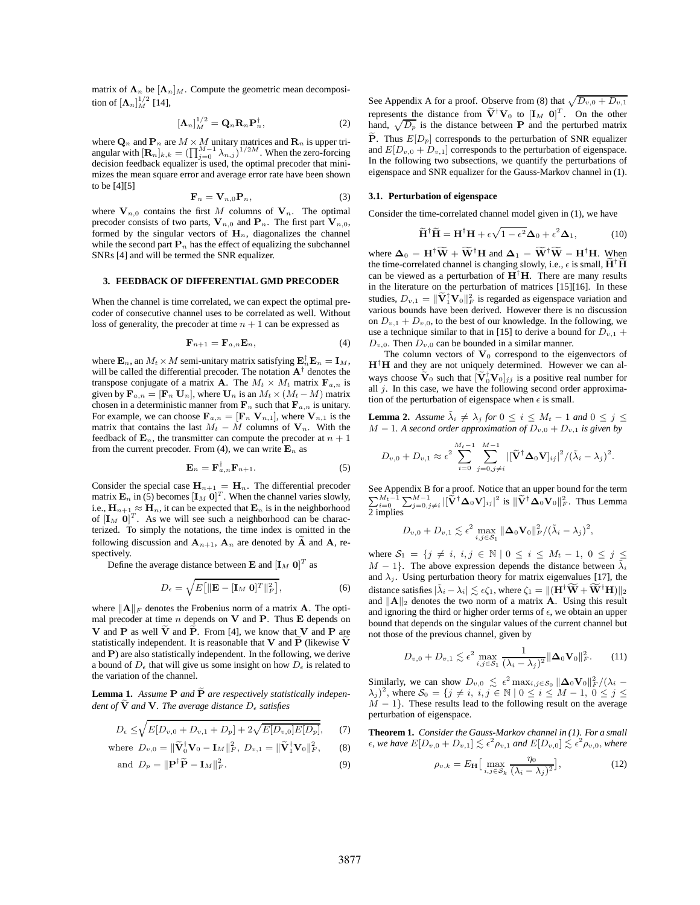matrix of $\mathbf{\Lambda}_n$ be $[\mathbf{\Lambda}_n]_M$. Compute the geometric mean decomposition of $[\mathbf{\Lambda}_n]_M^{1/2}$ [14],

$$[\mathbf{\Lambda}_n]_M^{1/2} = \mathbf{Q}_n \mathbf{R}_n \mathbf{P}_n^{\dagger}, \tag{2}$$

where $\mathbf{Q}_n$ and $\mathbf{P}_n$ are $M \times M$ unitary matrices and $\mathbf{R}_n$ is upper triangular with $[\mathbf{R}_n]_{k,k} = (\prod_{j=0}^{M-1} \lambda_{n,j})^{1/2M}$. When the zero-forcing decision feedback equalizer is used, the optimal precoder that minimizes the mean square error and average error rate have been shown to be [4][5]

$$\mathbf{F}_n = \mathbf{V}_{n,0} \mathbf{P}_n, \tag{3}$$

where $\mathbf{V}_{n,0}$ contains the first $M$ columns of $\mathbf{V}_n$. The optimal precoder consists of two parts, $\mathbf{V}_{n,0}$ and $\mathbf{P}_n$. The first part $\mathbf{V}_{n,0}$, formed by the singular vectors of $\mathbf{H}_n$, diagonalizes the channel while the second part $\mathbf{P}_n$ has the effect of equalizing the subchannel SNRs [4] and will be termed the SNR equalizer.

## 3. FEEDBACK OF DIFFERENTIAL GMD PRECODER

When the channel is time correlated, we can expect the optimal precoder of consecutive channel uses to be correlated as well. Without loss of generality, the precoder at time $n+1$ can be expressed as

$$\mathbf{F}_{n+1} = \mathbf{F}_{a,n} \mathbf{E}_n, \tag{4}$$

where $\mathbf{E}_n$, an $M_t \times M$ semi-unitary matrices satisfying $\mathbf{E}_n^{\dagger} \mathbf{E}_n = \mathbf{I}_M$, will be called the differential precoder. The notation $\mathbf{A}^{\dagger}$ denotes the transpose conjugate of a matrix $\mathbf{A}$. The $M_t \times M_t$ matrix $\mathbf{F}_{a,n}$ is given by $\mathbf{F}_{a,n} = [\mathbf{F}_n \ \mathbf{U}_n]$, where $\mathbf{U}_n$ is an $M_t \times (M_t - M)$ matrix chosen in a deterministic manner from $\mathbf{F}_n$ such that $\mathbf{F}_{a,n}$ is unitary. For example, we can choose $\mathbf{F}_{a,n} = [\mathbf{F}_n \ \mathbf{V}_{n,1}]$, where $\mathbf{V}_{n,1}$ is the matrix that contains the last $M_t - M$ columns of $\mathbf{V}_n$. With the feedback of $\mathbf{E}_n$, the transmitter can compute the precoder at $n+1$ from the current precoder. From (4), we can write $\mathbf{E}_n$ as

$$\mathbf{E}_n = \mathbf{F}_{a,n}^{\dagger} \mathbf{F}_{n+1}. \tag{5}$$

Consider the special case $\mathbf{H}_{n+1} = \mathbf{H}_n$. The differential precoder matrix $\mathbf{E}_n$ in (5) becomes $[\mathbf{I}_M \ \mathbf{0}]^T$. When the channel varies slowly, i.e., $\mathbf{H}_{n+1} \approx \mathbf{H}_n$, it can be expected that $\mathbf{E}_n$ is in the neighborhood of $[\mathbf{I}_M \ \mathbf{0}]^T$. As we will see such a neighborhood can be characterized. To simply the notations, the time index is omitted in the following discussion and $\mathbf{A}_{n+1}$, $\mathbf{A}_n$ are denoted by $\widetilde{\mathbf{A}}$ and $\mathbf{A}$, respectively.

Define the average distance between $\mathbf{E}$ and $[\mathbf{I}_M \ \mathbf{0}]^T$ as

$$D_{\epsilon} = \sqrt{E\big[\|\mathbf{E} - [\mathbf{I}_M \ \mathbf{0}]^T\|_F^2\big]}, \tag{6}$$

where $\|\mathbf{A}\|_F$ denotes the Frobenius norm of a matrix $\mathbf{A}$. The optimal precoder at time $n$ depends on $\mathbf{V}$ and $\mathbf{P}$. Thus $\mathbf{E}$ depends on $\mathbf{V}$ and $\mathbf{P}$ as well $\widetilde{\mathbf{V}}$ and $\widetilde{\mathbf{P}}$. From [4], we know that $\mathbf{V}$ and $\mathbf{P}$ are statistically independent. It is reasonable that $\mathbf{V}$ and $\widetilde{\mathbf{P}}$ (likewise $\widetilde{\mathbf{V}}$ and $\mathbf{P}$) are also statistically independent. In the following, we derive a bound of $D_{\epsilon}$ that will give us some insight on how $D_{\epsilon}$ is related to the variation of the channel.

**Lemma 1.** *Assume $\mathbf{P}$ and $\widetilde{\mathbf{P}}$ are respectively statistically independent of $\widetilde{\mathbf{V}}$ and $\mathbf{V}$. The average distance $D_{\epsilon}$ satisfies*

$$D_{\epsilon} \leq \sqrt{E[D_{v,0} + D_{v,1} + D_p] + 2\sqrt{E[D_{v,0}]E[D_p]}}, \tag{7}$$

$$\text{where } \ D_{v,0} = \|\widetilde{\mathbf{V}}_0^{\dagger} \mathbf{V}_0 - \mathbf{I}_M\|_F^2, \ D_{v,1} = \|\widetilde{\mathbf{V}}_1^{\dagger} \mathbf{V}_0\|_F^2, \tag{8}$$

$$\text{and } \ D_p = \|\mathbf{P}^{\dagger} \widetilde{\mathbf{P}} - \mathbf{I}_M\|_F^2. \tag{9}$$

See Appendix A for a proof. Observe from (8) that $\sqrt{D_{v,0} + D_{v,1}}$ represents the distance from $\widetilde{\mathbf{V}}^{\dagger} \mathbf{V}_0$ to $[\mathbf{I}_M \ \mathbf{0}]^T$. On the other hand, $\sqrt{D_p}$ is the distance between $\mathbf{P}$ and the perturbed matrix $\widetilde{\mathbf{P}}$. Thus $E[D_p]$ corresponds to the perturbation of SNR equalizer and $E[D_{v,0} + D_{v,1}]$ corresponds to the perturbation of eigenspace. In the following two subsections, we quantify the perturbations of eigenspace and SNR equalizer for the Gauss-Markov channel in (1).

### 3.1. Perturbation of eigenspace

Consider the time-correlated channel model given in (1), we have

$$\widetilde{\mathbf{H}}^{\dagger} \widetilde{\mathbf{H}} = \mathbf{H}^{\dagger} \mathbf{H} + \epsilon \sqrt{1 - \epsilon^2} \mathbf{\Delta}_0 + \epsilon^2 \mathbf{\Delta}_1, \tag{10}$$

where $\mathbf{\Delta}_0 = \mathbf{H}^{\dagger} \widetilde{\mathbf{W}} + \widetilde{\mathbf{W}}^{\dagger} \mathbf{H}$ and $\mathbf{\Delta}_1 = \widetilde{\mathbf{W}}^{\dagger} \widetilde{\mathbf{W}} - \mathbf{H}^{\dagger} \mathbf{H}$. When the time-correlated channel is changing slowly, i.e., $\epsilon$ is small, $\widetilde{\mathbf{H}}^{\dagger} \widetilde{\mathbf{H}}$ can be viewed as a perturbation of $\mathbf{H}^{\dagger} \mathbf{H}$. There are many results in the literature on the perturbation of matrices [15][16]. In these studies, $D_{v,1} = \|\widetilde{\mathbf{V}}_1^{\dagger} \mathbf{V}_0\|_F^2$ is regarded as eigenspace variation and various bounds have been derived. However there is no discussion on $D_{v,1} + D_{v,0}$, to the best of our knowledge. In the following, we use a technique similar to that in [15] to derive a bound for $D_{v,1} + D_{v,0}$. Then $D_{v,0}$ can be bounded in a similar manner.

The column vectors of $\mathbf{V}_0$ correspond to the eigenvectors of $\mathbf{H}^{\dagger} \mathbf{H}$ and they are not uniquely determined. However we can always choose $\widetilde{\mathbf{V}}_0$ such that $[\widetilde{\mathbf{V}}_0^{\dagger} \mathbf{V}_0]_{jj}$ is a positive real number for all $j$. In this case, we have the following second order approximation of the perturbation of eigenspace when $\epsilon$ is small.

**Lemma 2.** *Assume $\tilde{\lambda}_i \neq \lambda_j$ for $0 \leq i \leq M_t - 1$ and $0 \leq j \leq M - 1$. A second order approximation of $D_{v,0} + D_{v,1}$ is given by*

$$D_{v,0} + D_{v,1} \approx \epsilon^2 \sum_{i=0}^{M_t - 1} \sum_{j=0, j \neq i}^{M-1} |[\widetilde{\mathbf{V}}^{\dagger} \mathbf{\Delta}_0 \mathbf{V}]_{ij}|^2 / (\tilde{\lambda}_i - \lambda_j)^2.$$

See Appendix B for a proof. Notice that an upper bound for the term $\sum_{i=0}^{M_t-1} \sum_{j=0, j \neq i}^{M-1} |[\widetilde{\mathbf{V}}^{\dagger} \mathbf{\Delta}_0 \mathbf{V}]_{ij}|^2$ is $\|\widetilde{\mathbf{V}}^{\dagger} \mathbf{\Delta}_0 \mathbf{V}_0\|_F^2$. Thus Lemma 2 implies

$$D_{v,0} + D_{v,1} \lesssim \epsilon^2 \max_{i,j \in \mathcal{S}_1} \|\mathbf{\Delta}_0 \mathbf{V}_0\|_F^2 / (\tilde{\lambda}_i - \lambda_j)^2,$$

where $\mathcal{S}_1 = \{j \neq i, \ i, j \in \mathbb{N} \mid 0 \leq i \leq M_t - 1, \ 0 \leq j \leq M - 1\}$. The above expression depends the distance between $\tilde{\lambda}_i$ and $\lambda_j$. Using perturbation theory for matrix eigenvalues [17], the distance satisfies $|\tilde{\lambda}_i - \lambda_i| \lesssim \epsilon \zeta_1$, where $\zeta_1 = \|(\mathbf{H}^{\dagger} \widetilde{\mathbf{W}} + \widetilde{\mathbf{W}}^{\dagger} \mathbf{H})\|_2$ and $\|\mathbf{A}\|_2$ denotes the two norm of a matrix $\mathbf{A}$. Using this result and ignoring the third or higher order terms of $\epsilon$, we obtain an upper bound that depends on the singular values of the current channel but not those of the previous channel, given by

$$D_{v,0} + D_{v,1} \lesssim \epsilon^2 \max_{i,j \in \mathcal{S}_1} \frac{1}{(\lambda_i - \lambda_j)^2} \|\mathbf{\Delta}_0 \mathbf{V}_0\|_F^2. \tag{11}$$

Similarly, we can show $D_{v,0} \lesssim \epsilon^2 \max_{i,j \in \mathcal{S}_0} \|\mathbf{\Delta}_0 \mathbf{V}_0\|_F^2 / (\lambda_i - \lambda_j)^2$, where $\mathcal{S}_0 = \{j \neq i, \ i, j \in \mathbb{N} \mid 0 \leq i \leq M - 1, \ 0 \leq j \leq M - 1\}$. These results lead to the following result on the average perturbation of eigenspace.

**Theorem 1.** *Consider the Gauss-Markov channel in (1). For a small $\epsilon$, we have $E[D_{v,0} + D_{v,1}] \lesssim \epsilon^2 \rho_{v,1}$ and $E[D_{v,0}] \lesssim \epsilon^2 \rho_{v,0}$, where*

$$\rho_{v,k} = E_{\mathbf{H}}\Big[\max_{i,j \in \mathcal{S}_k} \frac{\eta_0}{(\lambda_i - \lambda_j)^2}\Big], \tag{12}$$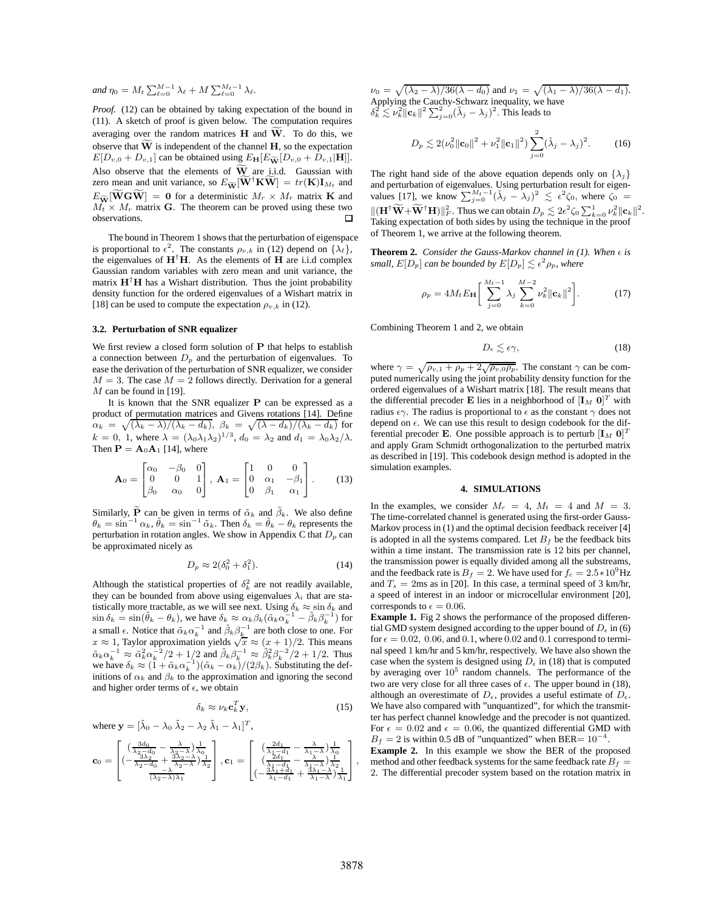*and* $\eta_0 = M_t \sum_{\ell=0}^{M-1} \lambda_\ell + M \sum_{\ell=0}^{M_t-1} \lambda_\ell$.

*Proof.* (12) can be obtained by taking expectation of the bound in (11). A sketch of proof is given below. The computation requires averaging over the random matrices $\mathbf{H}$ and $\widetilde{\mathbf{W}}$. To do this, we observe that $\widetilde{\mathbf{W}}$ is independent of the channel $\mathbf{H}$, so the expectation $E[D_{v,0} + D_{v,1}]$ can be obtained using $E_{\mathbf{H}}[E_{\widetilde{\mathbf{W}}}[D_{v,0} + D_{v,1}|\mathbf{H}]]$. Also observe that the elements of $\widetilde{\mathbf{W}}$ are i.i.d. Gaussian with zero mean and unit variance, so $E_{\widetilde{\mathbf{W}}}[\widetilde{\mathbf{W}}^\dagger \mathbf{K} \widetilde{\mathbf{W}}] = tr(\mathbf{K})\mathbf{I}_{M_t}$ and $E_{\widetilde{\mathbf{W}}}[\widetilde{\mathbf{W}} \mathbf{G} \widetilde{\mathbf{W}}] = \mathbf{0}$ for a deterministic $M_r \times M_r$ matrix $\mathbf{K}$ and $M_t \times M_r$ matrix $\mathbf{G}$. The theorem can be proved using these two observations. $\square$

The bound in Theorem 1 shows that the perturbation of eigenspace is proportional to $\epsilon^2$. The constants $\rho_{v,k}$ in (12) depend on $\{\lambda_\ell\}$, the eigenvalues of $\mathbf{H}^\dagger \mathbf{H}$. As the elements of $\mathbf{H}$ are i.i.d complex Gaussian random variables with zero mean and unit variance, the matrix $\mathbf{H}^\dagger \mathbf{H}$ has a Wishart distribution. Thus the joint probability density function for the ordered eigenvalues of a Wishart matrix in [18] can be used to compute the expectation $\rho_{v,k}$ in (12).

### 3.2. Perturbation of SNR equalizer

We first review a closed form solution of $\mathbf{P}$ that helps to establish a connection between $D_p$ and the perturbation of eigenvalues. To ease the derivation of the perturbation of SNR equalizer, we consider $M = 3$. The case $M = 2$ follows directly. Derivation for a general $M$ can be found in [19].

It is known that the SNR equalizer $\mathbf{P}$ can be expressed as a product of permutation matrices and Givens rotations [14]. Define $\alpha_k = \sqrt{(\lambda_k - \lambda)/(\lambda_k - d_k)}$, $\beta_k = \sqrt{(\lambda - d_k)/(\lambda_k - d_k)}$ for $k = 0,\ 1$, where $\lambda = (\lambda_0\lambda_1\lambda_2)^{1/3}$, $d_0 = \lambda_2$ and $d_1 = \lambda_0\lambda_2/\lambda$. Then $\mathbf{P} = \mathbf{A}_0\mathbf{A}_1$ [14], where

$$\mathbf{A}_0 = \begin{bmatrix} \alpha_0 & -\beta_0 & 0 \\ 0 & 0 & 1 \\ \beta_0 & \alpha_0 & 0 \end{bmatrix},\ \mathbf{A}_1 = \begin{bmatrix} 1 & 0 & 0 \\ 0 & \alpha_1 & -\beta_1 \\ 0 & \beta_1 & \alpha_1 \end{bmatrix}. \tag{13}$$

Similarly, $\widetilde{\mathbf{P}}$ can be given in terms of $\tilde{\alpha}_k$ and $\tilde{\beta}_k$. We also define $\theta_k = \sin^{-1}\alpha_k$, $\tilde{\theta}_k = \sin^{-1}\tilde{\alpha}_k$. Then $\delta_k = \tilde{\theta}_k - \theta_k$ represents the perturbation in rotation angles. We show in Appendix C that $D_p$ can be approximated nicely as

$$D_p \approx 2(\delta_0^2 + \delta_1^2). \tag{14}$$

Although the statistical properties of $\delta_k^2$ are not readily available, they can be bounded from above using eigenvalues $\lambda_i$ that are statistically more tractable, as we will see next. Using $\delta_k \approx \sin\delta_k$ and $\sin\delta_k = \sin(\tilde{\theta}_k - \theta_k)$, we have $\delta_k \approx \alpha_k\beta_k(\tilde{\alpha}_k\alpha_k^{-1} - \tilde{\beta}_k\beta_k^{-1})$ for a small $\epsilon$. Notice that $\tilde{\alpha}_k\alpha_k^{-1}$ and $\tilde{\beta}_k\beta_k^{-1}$ are both close to one. For $x \approx 1$, Taylor approximation yields $\sqrt{x} \approx (x+1)/2$. This means $\tilde{\alpha}_k\alpha_k^{-1} \approx \tilde{\alpha}_k^2\alpha_k^{-2}/2 + 1/2$ and $\tilde{\beta}_k\beta_k^{-1} \approx \tilde{\beta}_k^2\beta_k^{-2}/2 + 1/2$. Thus we have $\delta_k \approx (1 + \tilde{\alpha}_k\alpha_k^{-1})(\tilde{\alpha}_k - \alpha_k)/(2\beta_k)$. Substituting the definitions of $\alpha_k$ and $\beta_k$ to the approximation and ignoring the second and higher order terms of $\epsilon$, we obtain

$$\delta_k \approx \nu_k \mathbf{c}_k^T \mathbf{y}, \tag{15}$$

where $\mathbf{y} = [\tilde{\lambda}_0 - \lambda_0\ \tilde{\lambda}_2 - \lambda_2\ \tilde{\lambda}_1 - \lambda_1]^T$,

$$\mathbf{c}_0 = \begin{bmatrix} (\frac{3d_0}{\lambda_2 - d_0} - \frac{\lambda}{\lambda_2 - \lambda})\frac{1}{\lambda_0} \\ (-\frac{3\lambda_2}{\lambda_2 - d_0} + \frac{3\lambda_2 - \lambda}{\lambda_2 - \lambda})\frac{1}{\lambda_2} \\ \frac{-\lambda}{(\lambda_2 - \lambda)\lambda_1} \end{bmatrix},\ \mathbf{c}_1 = \begin{bmatrix} (\frac{2d_1}{\lambda_1 - d_1} - \frac{\lambda}{\lambda_1 - \lambda})\frac{1}{\lambda_0} \\ (\frac{2d_1}{\lambda_1 - d_1} - \frac{\lambda}{\lambda_1 - \lambda})\frac{1}{\lambda_2} \\ (-\frac{3\lambda_1 + d_1}{\lambda_1 - d_1} + \frac{3\lambda_1 - \lambda}{\lambda_1 - \lambda})\frac{1}{\lambda_1} \end{bmatrix},$$

$\nu_0 = \sqrt{(\lambda_2 - \lambda)/36(\lambda - d_0)}$ and $\nu_1 = \sqrt{(\lambda_1 - \lambda)/36(\lambda - d_1)}$. Applying the Cauchy-Schwarz inequality, we have $\delta_k^2 \lesssim \nu_k^2\|\mathbf{c}_k\|^2 \sum_{j=0}^{2}(\tilde{\lambda}_j - \lambda_j)^2$. This leads to

$$D_p \lesssim 2(\nu_0^2\|\mathbf{c}_0\|^2 + \nu_1^2\|\mathbf{c}_1\|^2)\sum_{j=0}^{2}(\tilde{\lambda}_j - \lambda_j)^2. \tag{16}$$

The right hand side of the above equation depends only on $\{\lambda_j\}$ and perturbation of eigenvalues. Using perturbation result for eigenvalues [17], we know $\sum_{j=0}^{M_t-1}(\tilde{\lambda}_j - \lambda_j)^2 \lesssim \epsilon^2\zeta_0$, where $\zeta_0 = \|(\mathbf{H}^\dagger\widetilde{\mathbf{W}} + \widetilde{\mathbf{W}}^\dagger\mathbf{H})\|_F^2$. Thus we can obtain $D_p \lesssim 2\epsilon^2\zeta_0\sum_{k=0}^{1}\nu_k^2\|\mathbf{c}_k\|^2$. Taking expectation of both sides by using the technique in the proof of Theorem 1, we arrive at the following theorem.

**Theorem 2.** *Consider the Gauss-Markov channel in (1). When $\epsilon$ is small, $E[D_p]$ can be bounded by $E[D_p] \lesssim \epsilon^2\rho_p$, where*

$$\rho_p = 4M_t E_{\mathbf{H}}\left[\sum_{j=0}^{M_t-1}\lambda_j\sum_{k=0}^{M-2}\nu_k^2\|\mathbf{c}_k\|^2\right]. \tag{17}$$

Combining Theorem 1 and 2, we obtain

$$D_\epsilon \lesssim \epsilon\gamma, \tag{18}$$

where $\gamma = \sqrt{\rho_{v,1} + \rho_p + 2\sqrt{\rho_{v,0}\rho_p}}$. The constant $\gamma$ can be computed numerically using the joint probability density function for the ordered eigenvalues of a Wishart matrix [18]. The result means that the differential precoder $\mathbf{E}$ lies in a neighborhood of $[\mathbf{I}_M\ \mathbf{0}]^T$ with radius $\epsilon\gamma$. The radius is proportional to $\epsilon$ as the constant $\gamma$ does not depend on $\epsilon$. We can use this result to design codebook for the differential precoder $\mathbf{E}$. One possible approach is to perturb $[\mathbf{I}_M\ \mathbf{0}]^T$ and apply Gram Schmidt orthogonalization to the perturbed matrix as described in [19]. This codebook design method is adopted in the simulation examples.

## 4. SIMULATIONS

In the examples, we consider $M_r = 4$, $M_t = 4$ and $M = 3$. The time-correlated channel is generated using the first-order Gauss-Markov process in (1) and the optimal decision feedback receiver [4] is adopted in all the systems compared. Let $B_f$ be the feedback bits within a time instant. The transmission rate is 12 bits per channel, the transmission power is equally divided among all the substreams, and the feedback rate is $B_f = 2$. We have used for $f_c = 2.5 * 10^9$Hz and $T_s = 2$ms as in [20]. In this case, a terminal speed of 3 km/hr, a speed of interest in an indoor or microcellular environment [20], corresponds to $\epsilon = 0.06$.

**Example 1.** Fig 2 shows the performance of the proposed differential GMD system designed according to the upper bound of $D_\epsilon$ in (6) for $\epsilon = 0.02,\ 0.06$, and $0.1$, where $0.02$ and $0.1$ correspond to terminal speed 1 km/hr and 5 km/hr, respectively. We have also shown the case when the system is designed using $D_\epsilon$ in (18) that is computed by averaging over $10^5$ random channels. The performance of the two are very close for all three cases of $\epsilon$. The upper bound in (18), although an overestimate of $D_\epsilon$, provides a useful estimate of $D_\epsilon$. We have also compared with "unquantized", for which the transmitter has perfect channel knowledge and the precoder is not quantized. For $\epsilon = 0.02$ and $\epsilon = 0.06$, the quantized differential GMD with $B_f = 2$ is within 0.5 dB of "unquantized" when BER$= 10^{-4}$.

**Example 2.** In this example we show the BER of the proposed method and other feedback systems for the same feedback rate $B_f = 2$. The differential precoder system based on the rotation matrix in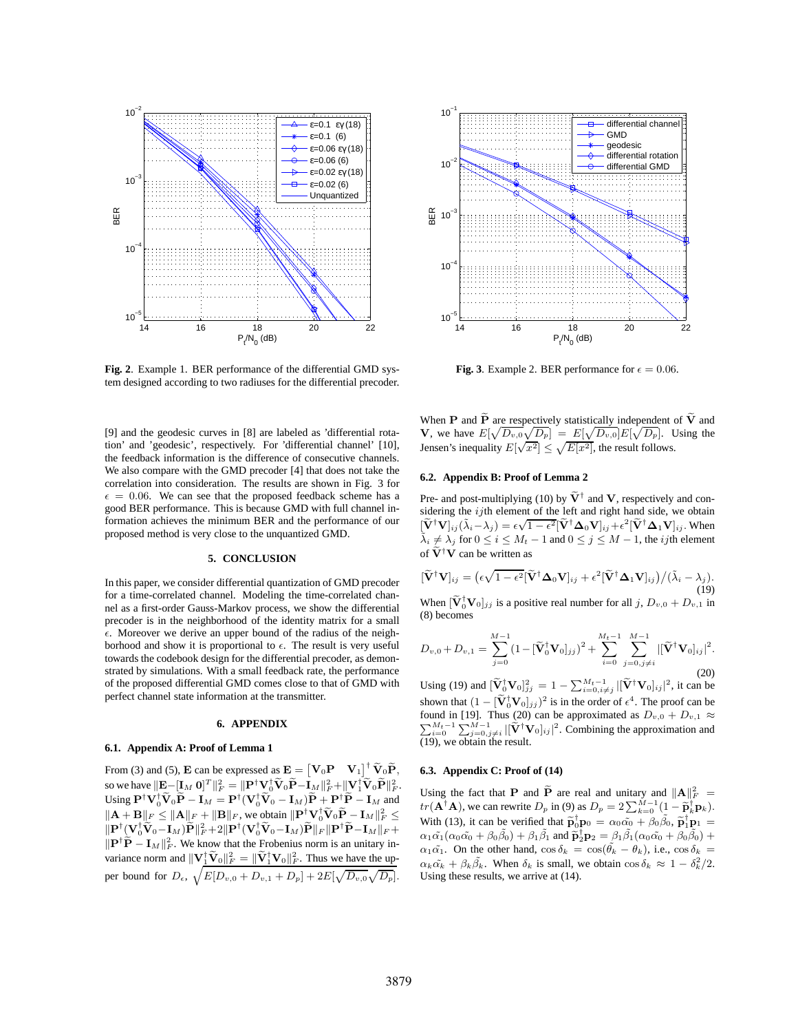**Fig. 2**. Example 1. BER performance of the differential GMD system designed according to two radiuses for the differential precoder.

**Fig. 3**. Example 2. BER performance for $\epsilon = 0.06$.

[9] and the geodesic curves in [8] are labeled as 'differential rotation' and 'geodesic', respectively. For 'differential channel' [10], the feedback information is the difference of consecutive channels. We also compare with the GMD precoder [4] that does not take the correlation into consideration. The results are shown in Fig. 3 for $\epsilon = 0.06$. We can see that the proposed feedback scheme has a good BER performance. This is because GMD with full channel information achieves the minimum BER and the performance of our proposed method is very close to the unquantized GMD.

## 5. CONCLUSION

In this paper, we consider differential quantization of GMD precoder for a time-correlated channel. Modeling the time-correlated channel as a first-order Gauss-Markov process, we show the differential precoder is in the neighborhood of the identity matrix for a small $\epsilon$. Moreover we derive an upper bound of the radius of the neighborhood and show it is proportional to $\epsilon$. The result is very useful towards the codebook design for the differential precoder, as demonstrated by simulations. With a small feedback rate, the performance of the proposed differential GMD comes close to that of GMD with perfect channel state information at the transmitter.

## 6. APPENDIX

### 6.1. Appendix A: Proof of Lemma 1

From (3) and (5), $\mathbf{E}$ can be expressed as $\mathbf{E} = \begin{bmatrix}\mathbf{V}_0\mathbf{P} & \mathbf{V}_1\end{bmatrix}^\dagger \widetilde{\mathbf{V}}_0\widetilde{\mathbf{P}}$, so we have $\|\mathbf{E} - [\mathbf{I}_M\ \mathbf{0}]^T\|_F^2 = \|\mathbf{P}^\dagger\mathbf{V}_0^\dagger\widetilde{\mathbf{V}}_0\widetilde{\mathbf{P}} - \mathbf{I}_M\|_F^2 + \|\mathbf{V}_1^\dagger\widetilde{\mathbf{V}}_0\widetilde{\mathbf{P}}\|_F^2$. Using $\mathbf{P}^\dagger\mathbf{V}_0^\dagger\widetilde{\mathbf{V}}_0\widetilde{\mathbf{P}} - \mathbf{I}_M = \mathbf{P}^\dagger(\mathbf{V}_0^\dagger\widetilde{\mathbf{V}}_0 - \mathbf{I}_M)\widetilde{\mathbf{P}} + \mathbf{P}^\dagger\widetilde{\mathbf{P}} - \mathbf{I}_M$ and $\|\mathbf{A}+\mathbf{B}\|_F \le \|\mathbf{A}\|_F + \|\mathbf{B}\|_F$, we obtain $\|\mathbf{P}^\dagger\mathbf{V}_0^\dagger\widetilde{\mathbf{V}}_0\widetilde{\mathbf{P}} - \mathbf{I}_M\|_F^2 \le \|\mathbf{P}^\dagger(\mathbf{V}_0^\dagger\widetilde{\mathbf{V}}_0 - \mathbf{I}_M)\widetilde{\mathbf{P}}\|_F^2 + 2\|\mathbf{P}^\dagger(\mathbf{V}_0^\dagger\widetilde{\mathbf{V}}_0 - \mathbf{I}_M)\widetilde{\mathbf{P}}\|_F\|\mathbf{P}^\dagger\widetilde{\mathbf{P}} - \mathbf{I}_M\|_F + \|\mathbf{P}^\dagger\widetilde{\mathbf{P}} - \mathbf{I}_M\|_F^2$. We know that the Frobenius norm is an unitary invariance norm and $\|\mathbf{V}_1^\dagger\widetilde{\mathbf{V}}_0\|_F^2 = \|\widetilde{\mathbf{V}}_1^\dagger\mathbf{V}_0\|_F^2$. Thus we have the upper bound for $D_\epsilon$, $\sqrt{E[D_{v,0} + D_{v,1} + D_p] + 2E[\sqrt{D_{v,0}}\sqrt{D_p}]}$.

When $\mathbf{P}$ and $\widetilde{\mathbf{P}}$ are respectively statistically independent of $\widetilde{\mathbf{V}}$ and $\mathbf{V}$, we have $E[\sqrt{D_{v,0}}\sqrt{D_p}] = E[\sqrt{D_{v,0}}]E[\sqrt{D_p}]$. Using the Jensen's inequality $E[\sqrt{x^2}] \le \sqrt{E[x^2]}$, the result follows.

### 6.2. Appendix B: Proof of Lemma 2

Pre- and post-multiplying (10) by $\widetilde{\mathbf{V}}^\dagger$ and $\mathbf{V}$, respectively and considering the $ij$th element of the left and right hand side, we obtain $[\widetilde{\mathbf{V}}^\dagger\mathbf{V}]_{ij}(\tilde{\lambda}_i - \lambda_j) = \epsilon\sqrt{1-\epsilon^2}[\widetilde{\mathbf{V}}^\dagger\mathbf{\Delta}_0\mathbf{V}]_{ij} + \epsilon^2[\widetilde{\mathbf{V}}^\dagger\mathbf{\Delta}_1\mathbf{V}]_{ij}$. When $\tilde{\lambda}_i \ne \lambda_j$ for $0 \le i \le M_t - 1$ and $0 \le j \le M-1$, the $ij$th element of $\widetilde{\mathbf{V}}^\dagger\mathbf{V}$ can be written as

$$[\widetilde{\mathbf{V}}^\dagger\mathbf{V}]_{ij} = \left(\epsilon\sqrt{1-\epsilon^2}[\widetilde{\mathbf{V}}^\dagger\mathbf{\Delta}_0\mathbf{V}]_{ij} + \epsilon^2[\widetilde{\mathbf{V}}^\dagger\mathbf{\Delta}_1\mathbf{V}]_{ij}\right)/(\tilde{\lambda}_i - \lambda_j). \tag{19}$$

When $[\widetilde{\mathbf{V}}_0^\dagger\mathbf{V}_0]_{jj}$ is a positive real number for all $j$, $D_{v,0} + D_{v,1}$ in (8) becomes

$$D_{v,0} + D_{v,1} = \sum_{j=0}^{M-1}(1 - [\widetilde{\mathbf{V}}_0^\dagger\mathbf{V}_0]_{jj})^2 + \sum_{i=0}^{M_t-1}\sum_{j=0, j\ne i}^{M-1}|[\widetilde{\mathbf{V}}^\dagger\mathbf{V}]_{ij}|^2. \tag{20}$$

Using (19) and $[\widetilde{\mathbf{V}}_0^\dagger\mathbf{V}_0]_{jj}^2 = 1 - \sum_{i=0, i\ne j}^{M_t-1}|[\widetilde{\mathbf{V}}^\dagger\mathbf{V}]_{ij}|^2$, it can be shown that $(1 - [\widetilde{\mathbf{V}}_0^\dagger\mathbf{V}_0]_{jj})^2$ is in the order of $\epsilon^4$. The proof can be found in [19]. Thus (20) can be approximated as $D_{v,0} + D_{v,1} \approx \sum_{i=0}^{M_t-1}\sum_{j=0, j\ne i}^{M-1}|[\widetilde{\mathbf{V}}^\dagger\mathbf{V}_0]_{ij}|^2$. Combining the approximation and (19), we obtain the result.

### 6.3. Appendix C: Proof of (14)

Using the fact that $\mathbf{P}$ and $\widetilde{\mathbf{P}}$ are real and unitary and $\|\mathbf{A}\|_F^2 = tr(\mathbf{A}^\dagger\mathbf{A})$, we can rewrite $D_p$ in (9) as $D_p = 2\sum_{k=0}^{M-1}(1 - \widetilde{\mathbf{p}}_k^\dagger\mathbf{p}_k)$. With (13), it can be verified that $\widetilde{\mathbf{p}}_0^\dagger\mathbf{p}_0 = \alpha_0\tilde{\alpha_0} + \beta_0\tilde{\beta_0}$, $\widetilde{\mathbf{p}}_1^\dagger\mathbf{p}_1 = \alpha_1\tilde{\alpha_1}(\alpha_0\tilde{\alpha_0} + \beta_0\tilde{\beta_0}) + \beta_1\tilde{\beta_1}$ and $\widetilde{\mathbf{p}}_2^\dagger\mathbf{p}_2 = \beta_1\tilde{\beta_1}(\alpha_0\tilde{\alpha_0} + \beta_0\tilde{\beta_0}) + \alpha_1\tilde{\alpha_1}$. On the other hand, $\cos\delta_k = \cos(\tilde{\theta_k} - \theta_k)$, i.e., $\cos\delta_k = \alpha_k\tilde{\alpha_k} + \beta_k\tilde{\beta_k}$. When $\delta_k$ is small, we obtain $\cos\delta_k \approx 1 - \delta_k^2/2$. Using these results, we arrive at (14).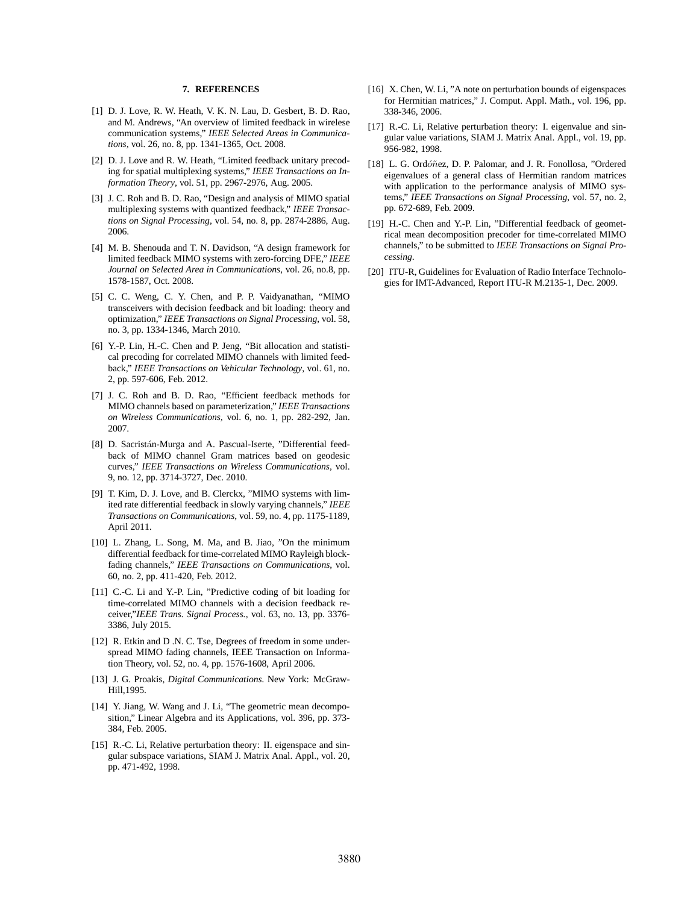## 7. REFERENCES

[1] D. J. Love, R. W. Heath, V. K. N. Lau, D. Gesbert, B. D. Rao, and M. Andrews, "An overview of limited feedback in wirelese communication systems," *IEEE Selected Areas in Communications*, vol. 26, no. 8, pp. 1341-1365, Oct. 2008.

[2] D. J. Love and R. W. Heath, "Limited feedback unitary precoding for spatial multiplexing systems," *IEEE Transactions on Information Theory*, vol. 51, pp. 2967-2976, Aug. 2005.

[3] J. C. Roh and B. D. Rao, "Design and analysis of MIMO spatial multiplexing systems with quantized feedback," *IEEE Transactions on Signal Processing*, vol. 54, no. 8, pp. 2874-2886, Aug. 2006.

[4] M. B. Shenouda and T. N. Davidson, "A design framework for limited feedback MIMO systems with zero-forcing DFE," *IEEE Journal on Selected Area in Communications*, vol. 26, no.8, pp. 1578-1587, Oct. 2008.

[5] C. C. Weng, C. Y. Chen, and P. P. Vaidyanathan, "MIMO transceivers with decision feedback and bit loading: theory and optimization," *IEEE Transactions on Signal Processing*, vol. 58, no. 3, pp. 1334-1346, March 2010.

[6] Y.-P. Lin, H.-C. Chen and P. Jeng, "Bit allocation and statistical precoding for correlated MIMO channels with limited feedback," *IEEE Transactions on Vehicular Technology*, vol. 61, no. 2, pp. 597-606, Feb. 2012.

[7] J. C. Roh and B. D. Rao, "Efficient feedback methods for MIMO channels based on parameterization," *IEEE Transactions on Wireless Communications*, vol. 6, no. 1, pp. 282-292, Jan. 2007.

[8] D. Sacristán-Murga and A. Pascual-Iserte, "Differential feedback of MIMO channel Gram matrices based on geodesic curves," *IEEE Transactions on Wireless Communications*, vol. 9, no. 12, pp. 3714-3727, Dec. 2010.

[9] T. Kim, D. J. Love, and B. Clerckx, "MIMO systems with limited rate differential feedback in slowly varying channels," *IEEE Transactions on Communications*, vol. 59, no. 4, pp. 1175-1189, April 2011.

[10] L. Zhang, L. Song, M. Ma, and B. Jiao, "On the minimum differential feedback for time-correlated MIMO Rayleigh block-fading channels," *IEEE Transactions on Communications*, vol. 60, no. 2, pp. 411-420, Feb. 2012.

[11] C.-C. Li and Y.-P. Lin, "Predictive coding of bit loading for time-correlated MIMO channels with a decision feedback receiver,"*IEEE Trans. Signal Process.*, vol. 63, no. 13, pp. 3376-3386, July 2015.

[12] R. Etkin and D .N. C. Tse, Degrees of freedom in some underspread MIMO fading channels, IEEE Transaction on Information Theory, vol. 52, no. 4, pp. 1576-1608, April 2006.

[13] J. G. Proakis, *Digital Communications*. New York: McGraw-Hill,1995.

[14] Y. Jiang, W. Wang and J. Li, "The geometric mean decomposition," Linear Algebra and its Applications, vol. 396, pp. 373-384, Feb. 2005.

[15] R.-C. Li, Relative perturbation theory: II. eigenspace and singular subspace variations, SIAM J. Matrix Anal. Appl., vol. 20, pp. 471-492, 1998.

[16] X. Chen, W. Li, "A note on perturbation bounds of eigenspaces for Hermitian matrices," J. Comput. Appl. Math., vol. 196, pp. 338-346, 2006.

[17] R.-C. Li, Relative perturbation theory: I. eigenvalue and singular value variations, SIAM J. Matrix Anal. Appl., vol. 19, pp. 956-982, 1998.

[18] L. G. Ordóñez, D. P. Palomar, and J. R. Fonollosa, "Ordered eigenvalues of a general class of Hermitian random matrices with application to the performance analysis of MIMO systems," *IEEE Transactions on Signal Processing*, vol. 57, no. 2, pp. 672-689, Feb. 2009.

[19] H.-C. Chen and Y.-P. Lin, "Differential feedback of geometrical mean decomposition precoder for time-correlated MIMO channels," to be submitted to *IEEE Transactions on Signal Processing*.

[20] ITU-R, Guidelines for Evaluation of Radio Interface Technologies for IMT-Advanced, Report ITU-R M.2135-1, Dec. 2009.